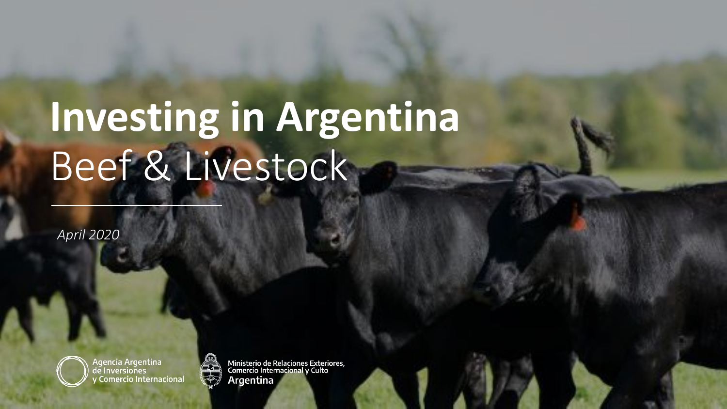# Investing in Argentina

## Beef & Livestock

*April 2020*

Agencia Argentina de Inversiones y Comercio Internacional

Ministerio de Relaciones Exteriores, Comercio Internacional y Culto
Argentina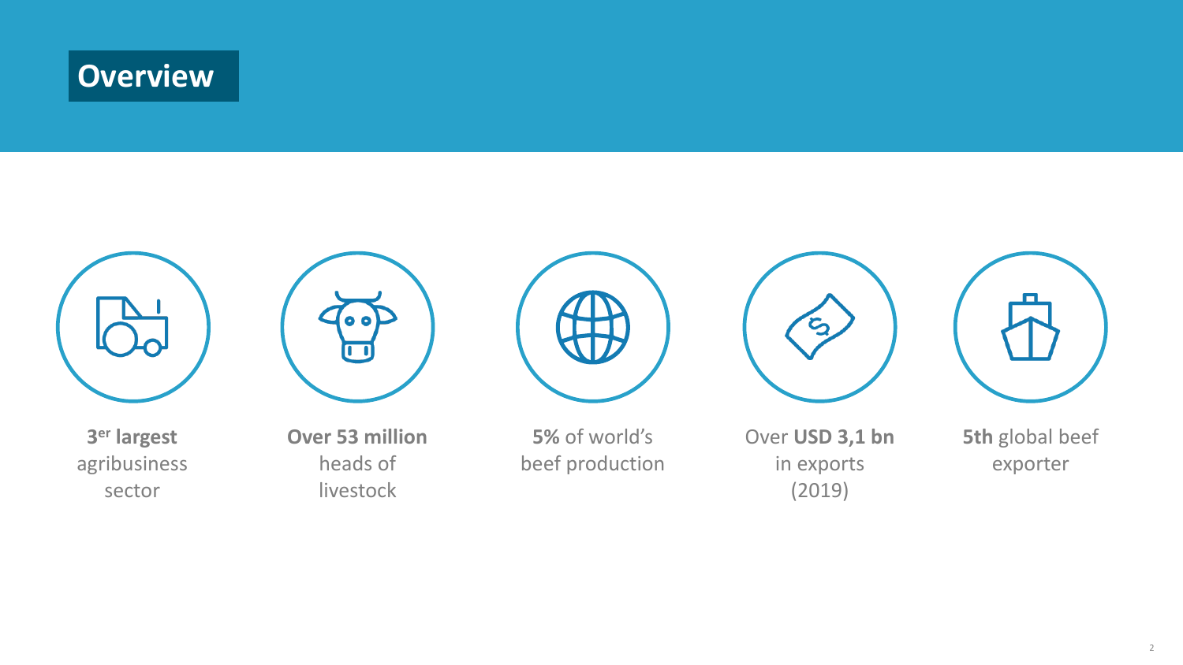# Overview

- **3er largest** agribusiness sector
- **Over 53 million** heads of livestock
- **5%** of world's beef production
- Over **USD 3,1 bn** in exports (2019)
- **5th** global beef exporter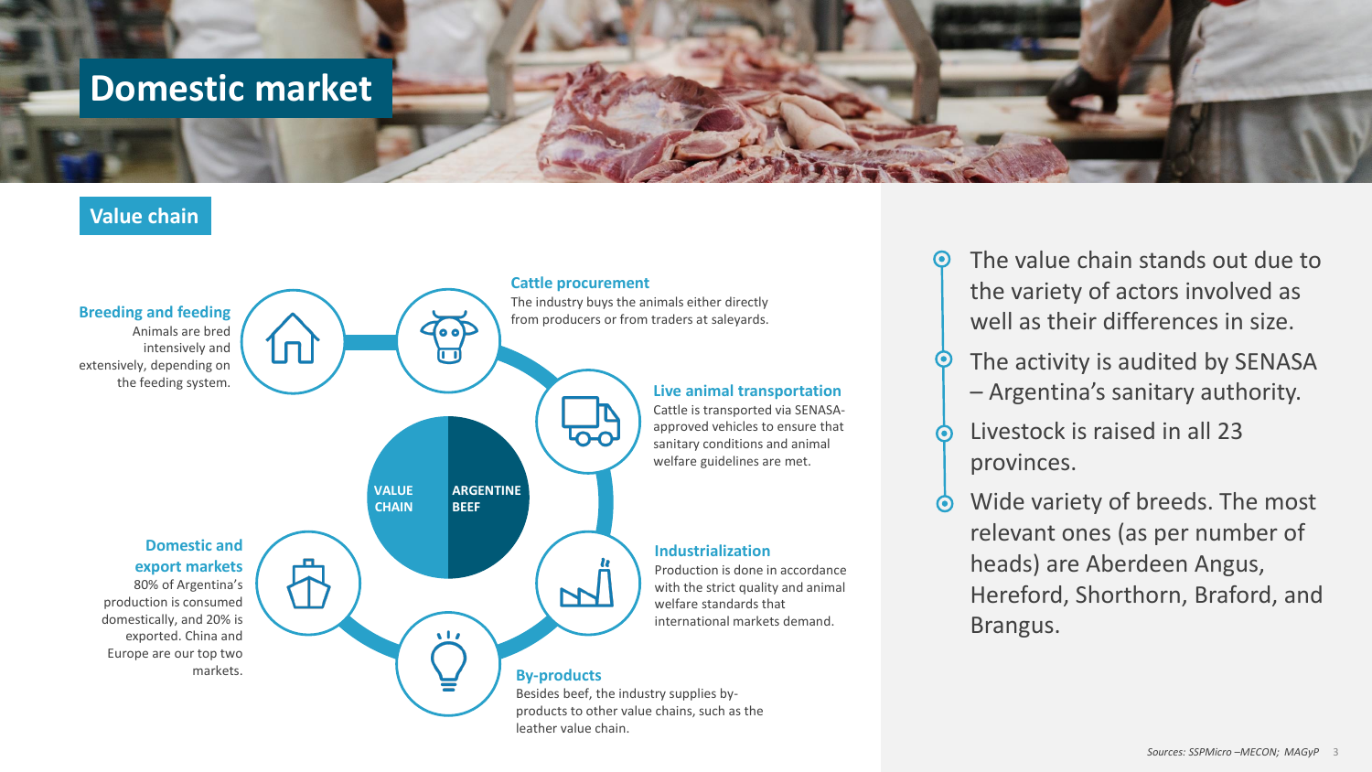# Domestic market

## Value chain

**VALUE CHAIN** | **ARGENTINE BEEF**

### Breeding and feeding

Animals are bred intensively and extensively, depending on the feeding system.

### Cattle procurement

The industry buys the animals either directly from producers or from traders at saleyards.

### Live animal transportation

Cattle is transported via SENASA-approved vehicles to ensure that sanitary conditions and animal welfare guidelines are met.

### Industrialization

Production is done in accordance with the strict quality and animal welfare standards that international markets demand.

### By-products

Besides beef, the industry supplies by-products to other value chains, such as the leather value chain.

### Domestic and export markets

80% of Argentina's production is consumed domestically, and 20% is exported. China and Europe are our top two markets.

- The value chain stands out due to the variety of actors involved as well as their differences in size.
- The activity is audited by SENASA – Argentina's sanitary authority.
- Livestock is raised in all 23 provinces.
- Wide variety of breeds. The most relevant ones (as per number of heads) are Aberdeen Angus, Hereford, Shorthorn, Braford, and Brangus.

*Sources: SSPMicro –MECON; MAGyP*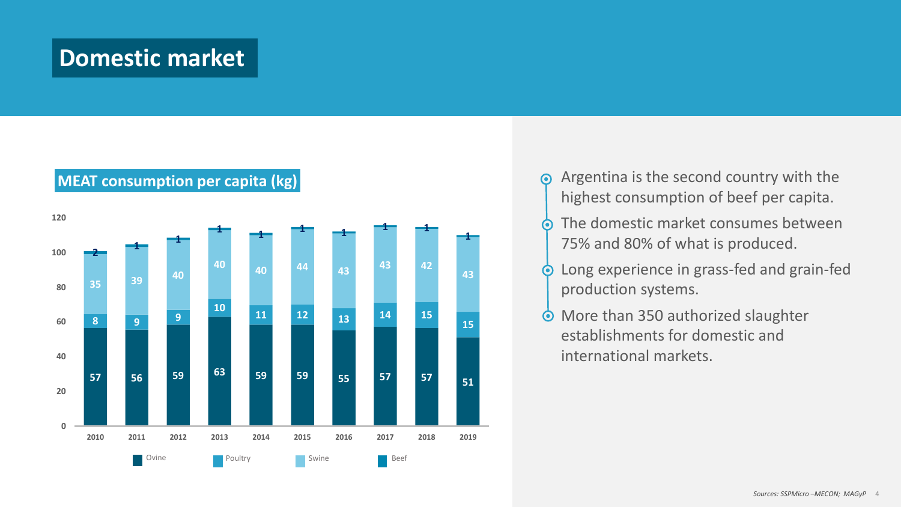# Domestic market

## MEAT consumption per capita (kg)

| Year | Ovine | Poultry | Swine | Beef |
|---|---|---|---|---|
| 2010 | 57 | 8 | 35 | 2 |
| 2011 | 56 | 9 | 39 | 1 |
| 2012 | 59 | 9 | 40 | 1 |
| 2013 | 63 | 10 | 40 | 1 |
| 2014 | 59 | 11 | 40 | 1 |
| 2015 | 59 | 12 | 44 | 1 |
| 2016 | 55 | 13 | 43 | 1 |
| 2017 | 57 | 14 | 43 | 1 |
| 2018 | 57 | 15 | 42 | 1 |
| 2019 | 51 | 15 | 43 | 1 |

- Argentina is the second country with the highest consumption of beef per capita.
- The domestic market consumes between 75% and 80% of what is produced.
- Long experience in grass-fed and grain-fed production systems.
- More than 350 authorized slaughter establishments for domestic and international markets.

*Sources: SSPMicro –MECON; MAGyP*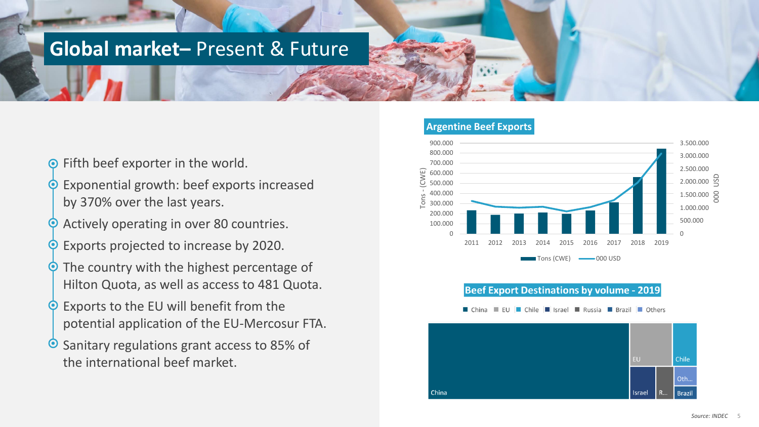# **Global market–** Present & Future

- Fifth beef exporter in the world.
- Exponential growth: beef exports increased by 370% over the last years.
- Actively operating in over 80 countries.
- Exports projected to increase by 2020.
- The country with the highest percentage of Hilton Quota, as well as access to 481 Quota.
- Exports to the EU will benefit from the potential application of the EU-Mercosur FTA.
- Sanitary regulations grant access to 85% of the international beef market.

**Argentine Beef Exports**

Tons - (CWE) axis: 0 – 900.000; 000 USD axis: 0 – 3.500.000

Years: 2011, 2012, 2013, 2014, 2015, 2016, 2017, 2018, 2019

Legend: Tons (CWE) · 000 USD

**Beef Export Destinations by volume - 2019**

Legend: China · EU · Chile · Israel · Russia · Brazil · Others

*Source: INDEC*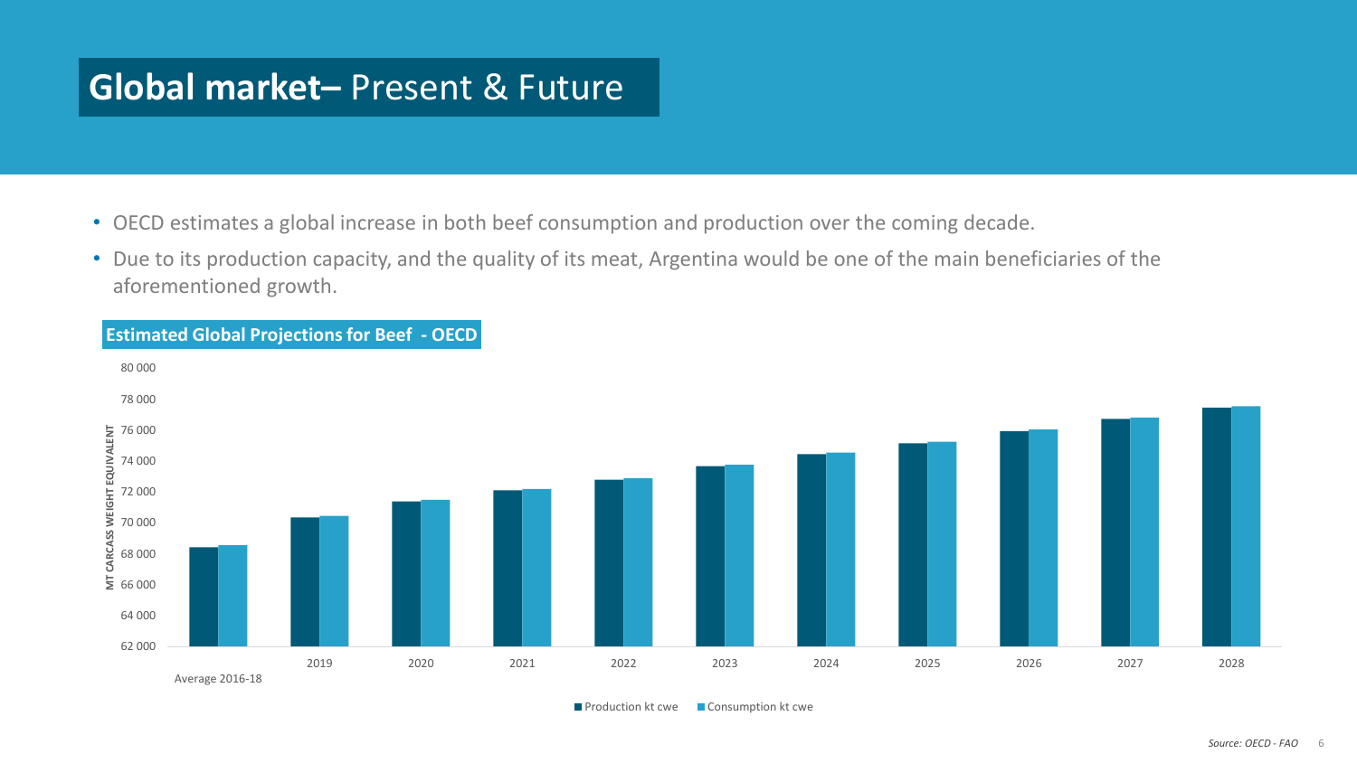# **Global market–** Present & Future

- OECD estimates a global increase in both beef consumption and production over the coming decade.
- Due to its production capacity, and the quality of its meat, Argentina would be one of the main beneficiaries of the aforementioned growth.

**Estimated Global Projections for Beef - OECD**

MT CARCASS WEIGHT EQUIVALENT

80 000
78 000
76 000
74 000
72 000
70 000
68 000
66 000
64 000
62 000

Average 2016-18, 2019, 2020, 2021, 2022, 2023, 2024, 2025, 2026, 2027, 2028

Production kt cwe | Consumption kt cwe

*Source: OECD - FAO*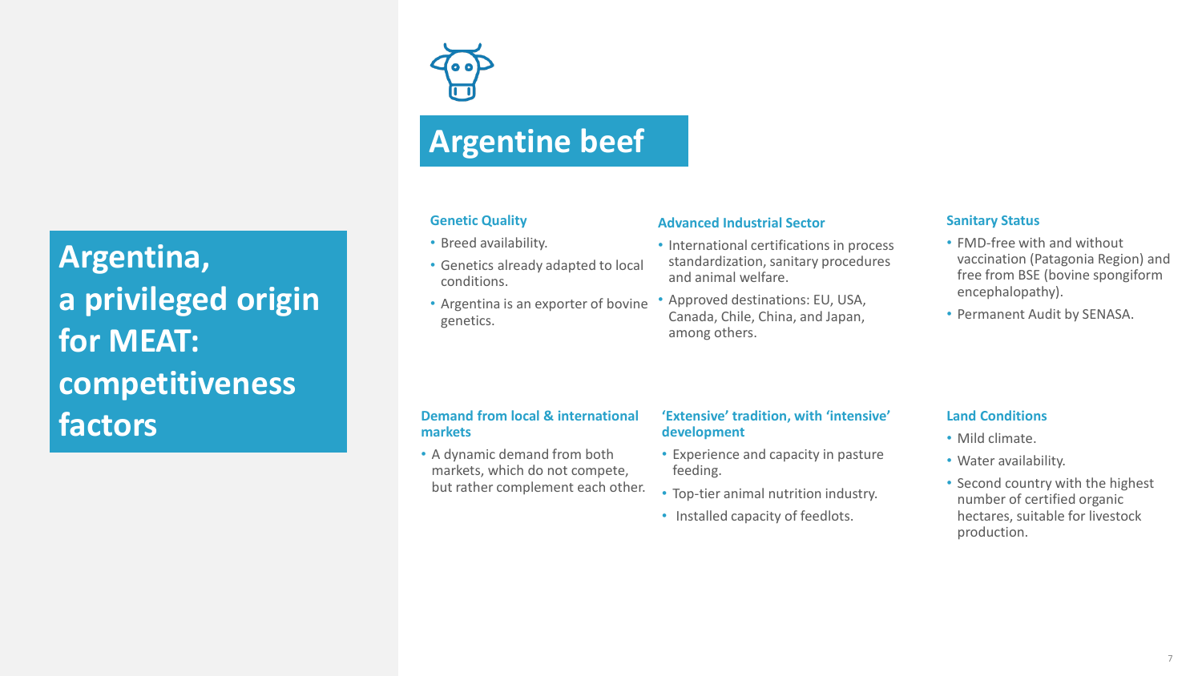# Argentina, a privileged origin for MEAT: competitiveness factors

## Argentine beef

### Genetic Quality

- Breed availability.
- Genetics already adapted to local conditions.
- Argentina is an exporter of bovine genetics.

### Advanced Industrial Sector

- International certifications in process standardization, sanitary procedures and animal welfare.
- Approved destinations: EU, USA, Canada, Chile, China, and Japan, among others.

### Sanitary Status

- FMD-free with and without vaccination (Patagonia Region) and free from BSE (bovine spongiform encephalopathy).
- Permanent Audit by SENASA.

### Demand from local & international markets

- A dynamic demand from both markets, which do not compete, but rather complement each other.

### 'Extensive' tradition, with 'intensive' development

- Experience and capacity in pasture feeding.
- Top-tier animal nutrition industry.
- Installed capacity of feedlots.

### Land Conditions

- Mild climate.
- Water availability.
- Second country with the highest number of certified organic hectares, suitable for livestock production.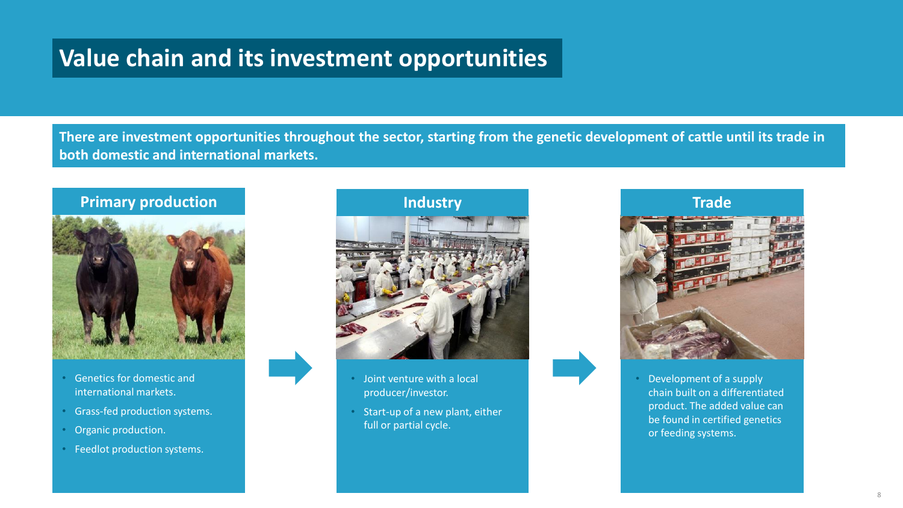# Value chain and its investment opportunities

**There are investment opportunities throughout the sector, starting from the genetic development of cattle until its trade in both domestic and international markets.**

## Primary production

- Genetics for domestic and international markets.
- Grass-fed production systems.
- Organic production.
- Feedlot production systems.

## Industry

- Joint venture with a local producer/investor.
- Start-up of a new plant, either full or partial cycle.

## Trade

- Development of a supply chain built on a differentiated product. The added value can be found in certified genetics or feeding systems.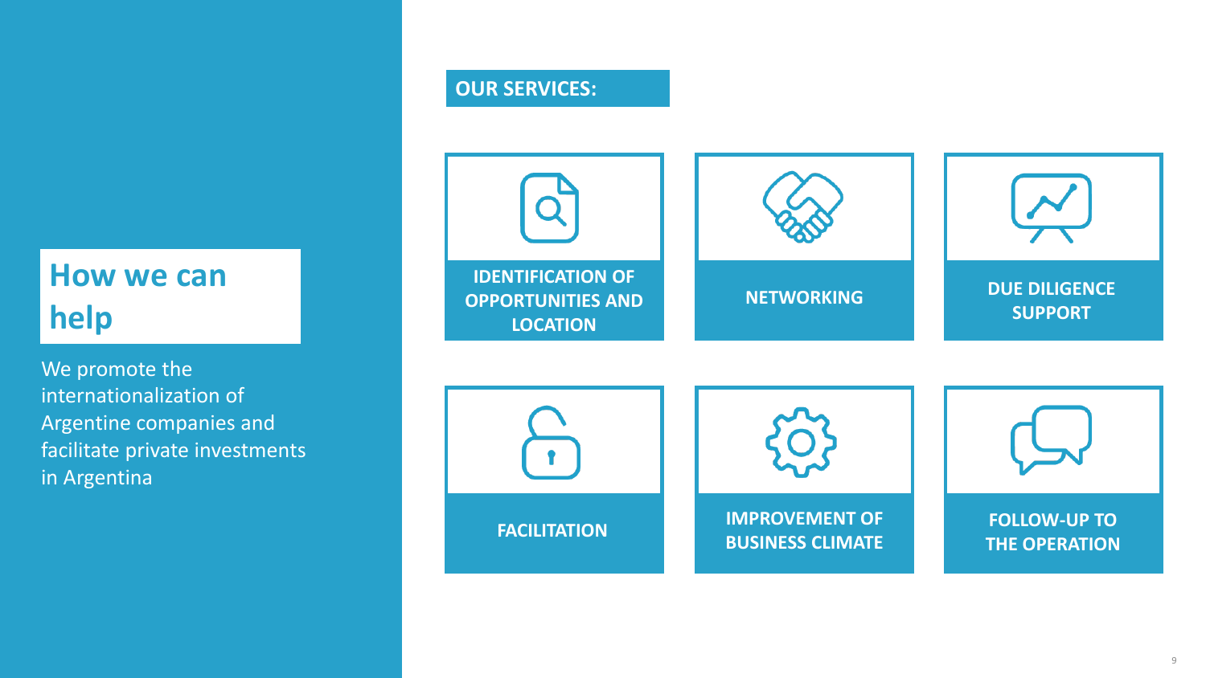# How we can help

We promote the internationalization of Argentine companies and facilitate private investments in Argentina

## OUR SERVICES:

- **IDENTIFICATION OF OPPORTUNITIES AND LOCATION**
- **NETWORKING**
- **DUE DILIGENCE SUPPORT**
- **FACILITATION**
- **IMPROVEMENT OF BUSINESS CLIMATE**
- **FOLLOW-UP TO THE OPERATION**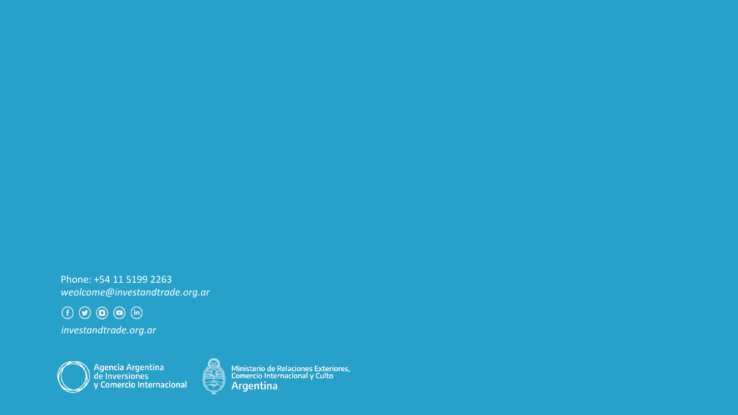Phone: +54 11 5199 2263

*weolcome@investandtrade.org.ar*

*investandtrade.org.ar*

Agencia Argentina de Inversiones y Comercio Internacional

Ministerio de Relaciones Exteriores, Comercio Internacional y Culto

Argentina